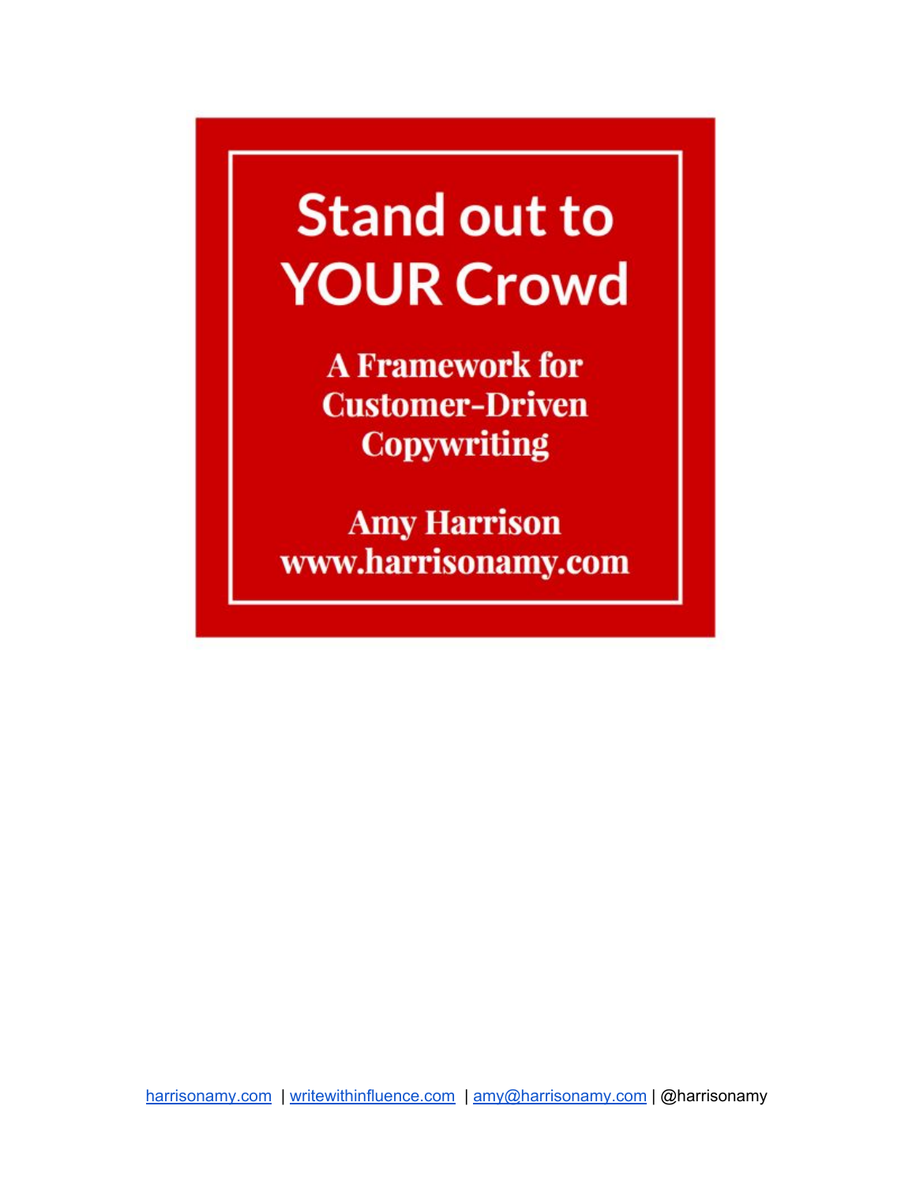# Stand out to YOUR Crowd

## A Framework for Customer-Driven Copywriting

**Amy Harrison**
**www.harrisonamy.com**

harrisonamy.com | writewithinfluence.com | amy@harrisonamy.com | @harrisonamy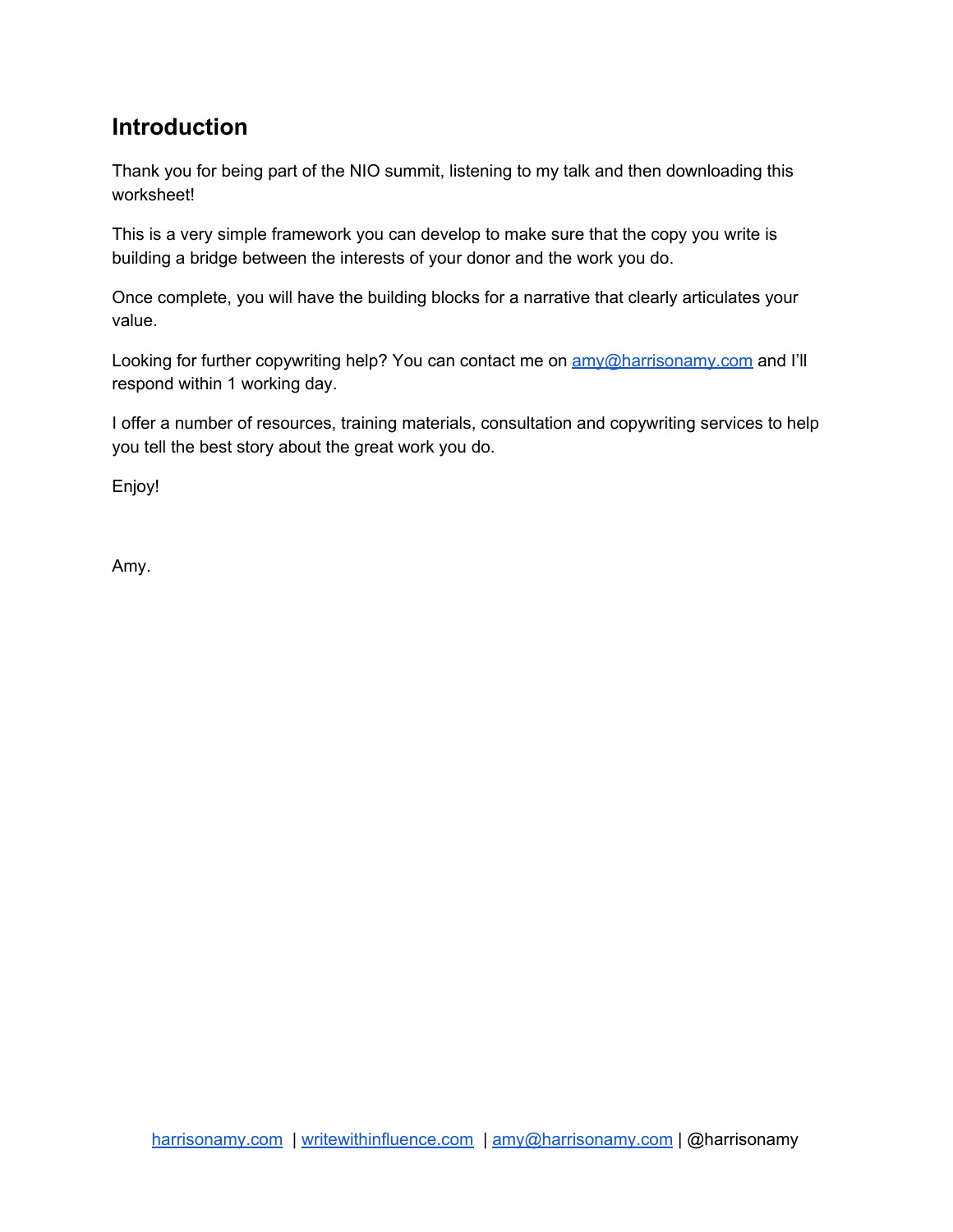## Introduction

Thank you for being part of the NIO summit, listening to my talk and then downloading this worksheet!

This is a very simple framework you can develop to make sure that the copy you write is building a bridge between the interests of your donor and the work you do.

Once complete, you will have the building blocks for a narrative that clearly articulates your value.

Looking for further copywriting help? You can contact me on amy@harrisonamy.com and I'll respond within 1 working day.

I offer a number of resources, training materials, consultation and copywriting services to help you tell the best story about the great work you do.

Enjoy!

Amy.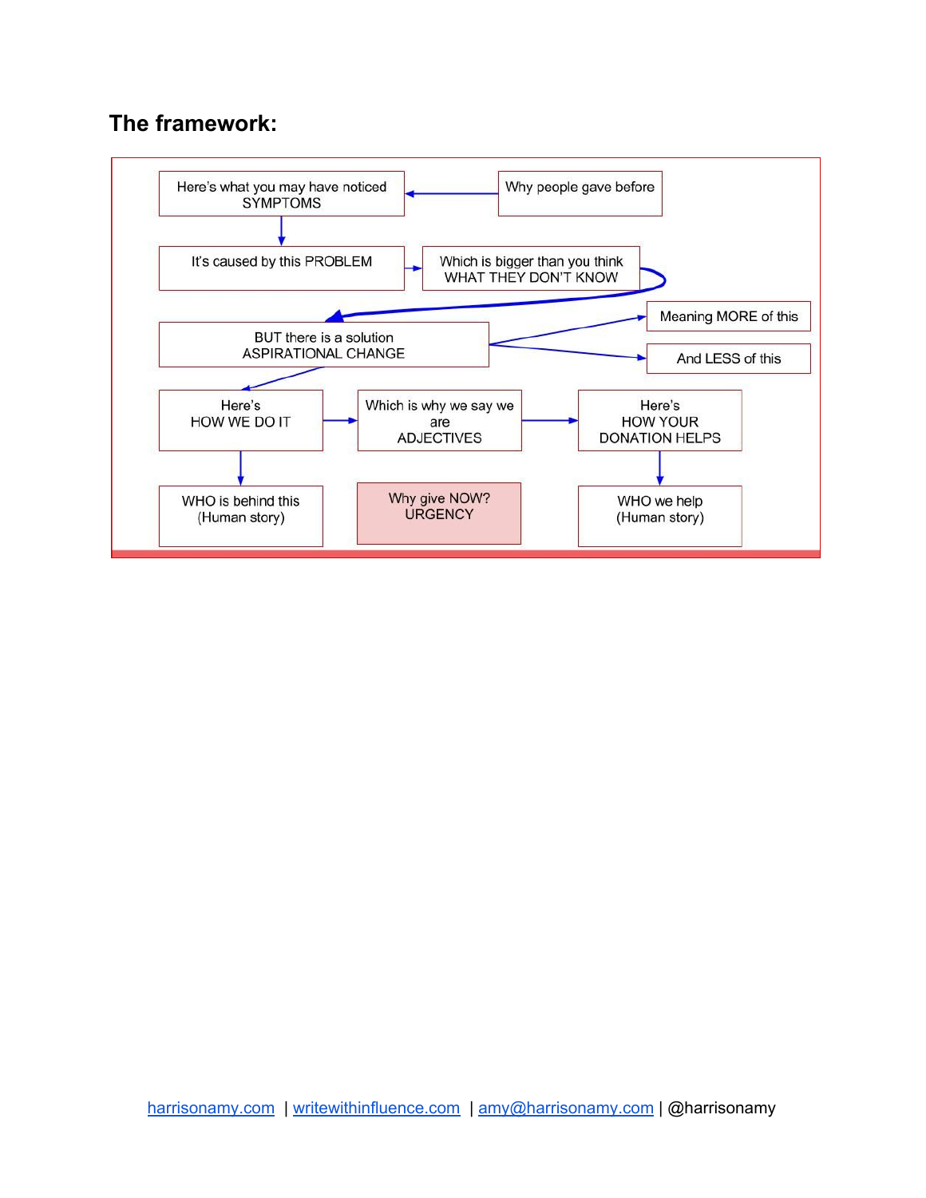## The framework:

Here's what you may have noticed
SYMPTOMS

Why people gave before

It's caused by this PROBLEM

Which is bigger than you think
WHAT THEY DON'T KNOW

BUT there is a solution
ASPIRATIONAL CHANGE

Meaning MORE of this

And LESS of this

Here's
HOW WE DO IT

Which is why we say we are
ADJECTIVES

Here's
HOW YOUR DONATION HELPS

WHO is behind this
(Human story)

Why give NOW?
URGENCY

WHO we help
(Human story)

harrisonamy.com | writewithinfluence.com | amy@harrisonamy.com | @harrisonamy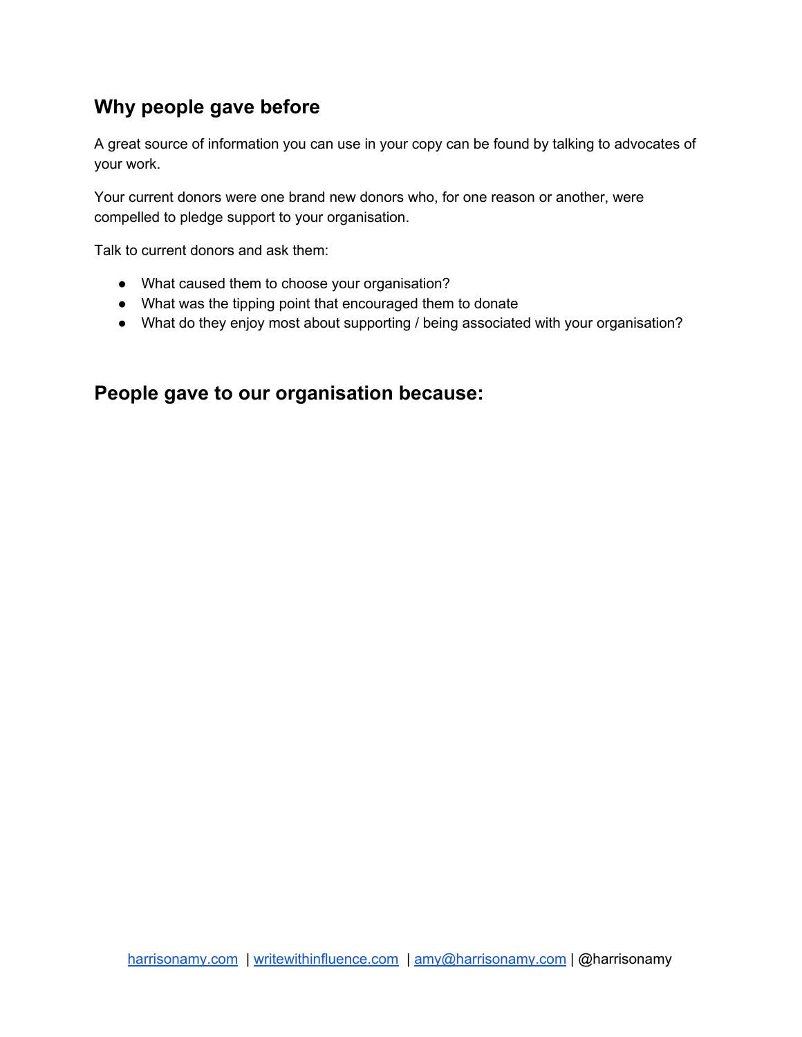## Why people gave before

A great source of information you can use in your copy can be found by talking to advocates of your work.

Your current donors were one brand new donors who, for one reason or another, were compelled to pledge support to your organisation.

Talk to current donors and ask them:

- What caused them to choose your organisation?
- What was the tipping point that encouraged them to donate
- What do they enjoy most about supporting / being associated with your organisation?

## People gave to our organisation because: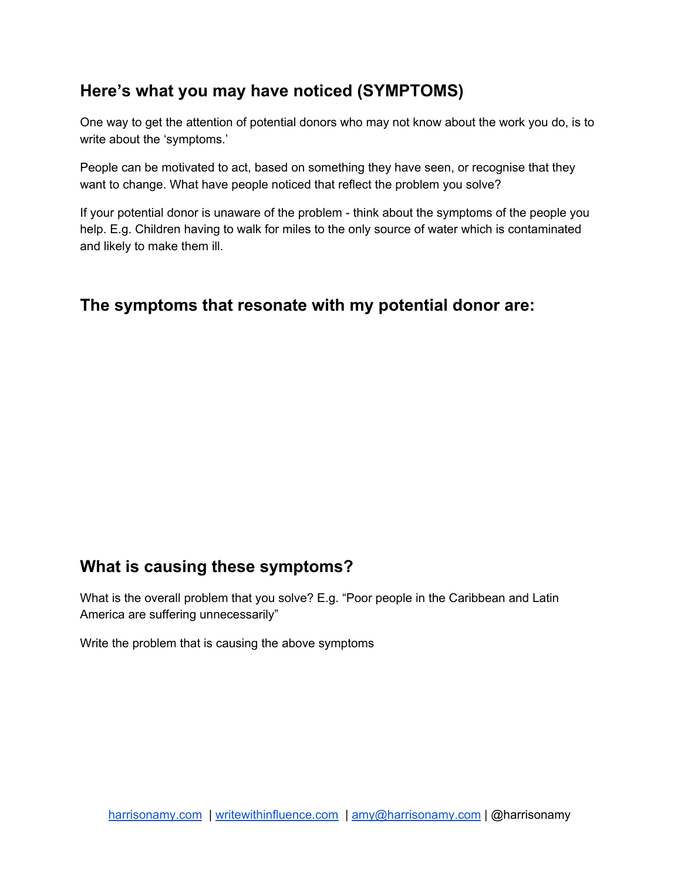## Here's what you may have noticed (SYMPTOMS)

One way to get the attention of potential donors who may not know about the work you do, is to write about the 'symptoms.'

People can be motivated to act, based on something they have seen, or recognise that they want to change. What have people noticed that reflect the problem you solve?

If your potential donor is unaware of the problem - think about the symptoms of the people you help. E.g. Children having to walk for miles to the only source of water which is contaminated and likely to make them ill.

## The symptoms that resonate with my potential donor are:

## What is causing these symptoms?

What is the overall problem that you solve? E.g. "Poor people in the Caribbean and Latin America are suffering unnecessarily"

Write the problem that is causing the above symptoms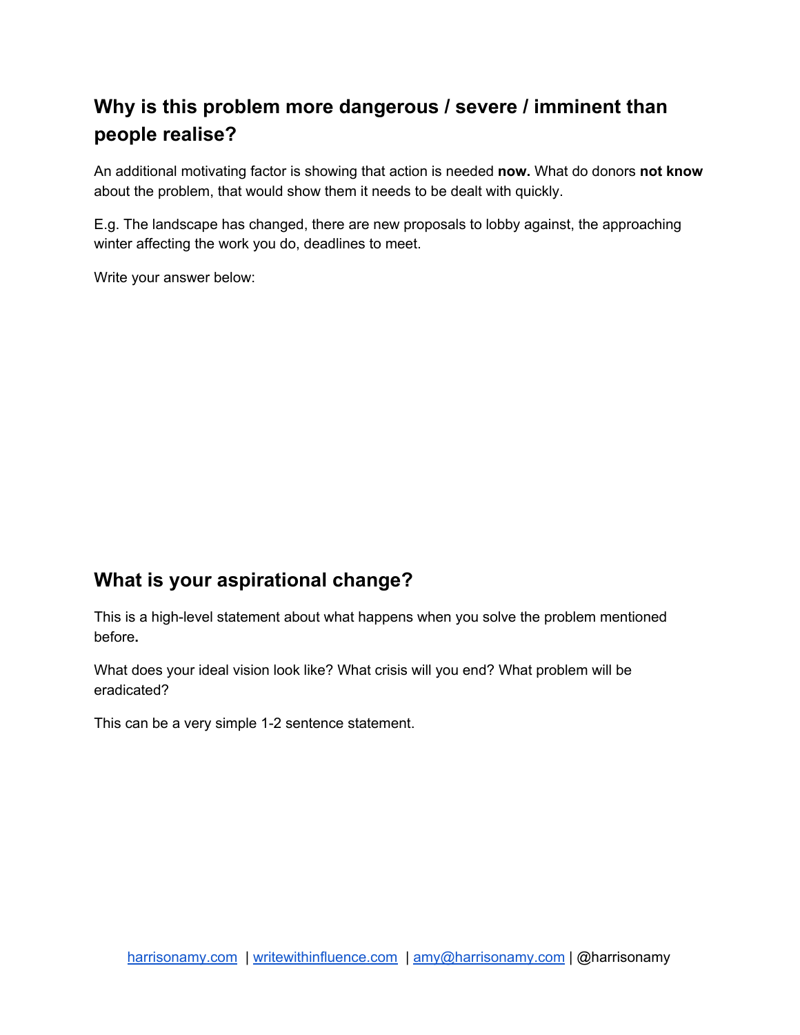## Why is this problem more dangerous / severe / imminent than people realise?

An additional motivating factor is showing that action is needed **now.** What do donors **not know** about the problem, that would show them it needs to be dealt with quickly.

E.g. The landscape has changed, there are new proposals to lobby against, the approaching winter affecting the work you do, deadlines to meet.

Write your answer below:

## What is your aspirational change?

This is a high-level statement about what happens when you solve the problem mentioned before**.**

What does your ideal vision look like? What crisis will you end? What problem will be eradicated?

This can be a very simple 1-2 sentence statement.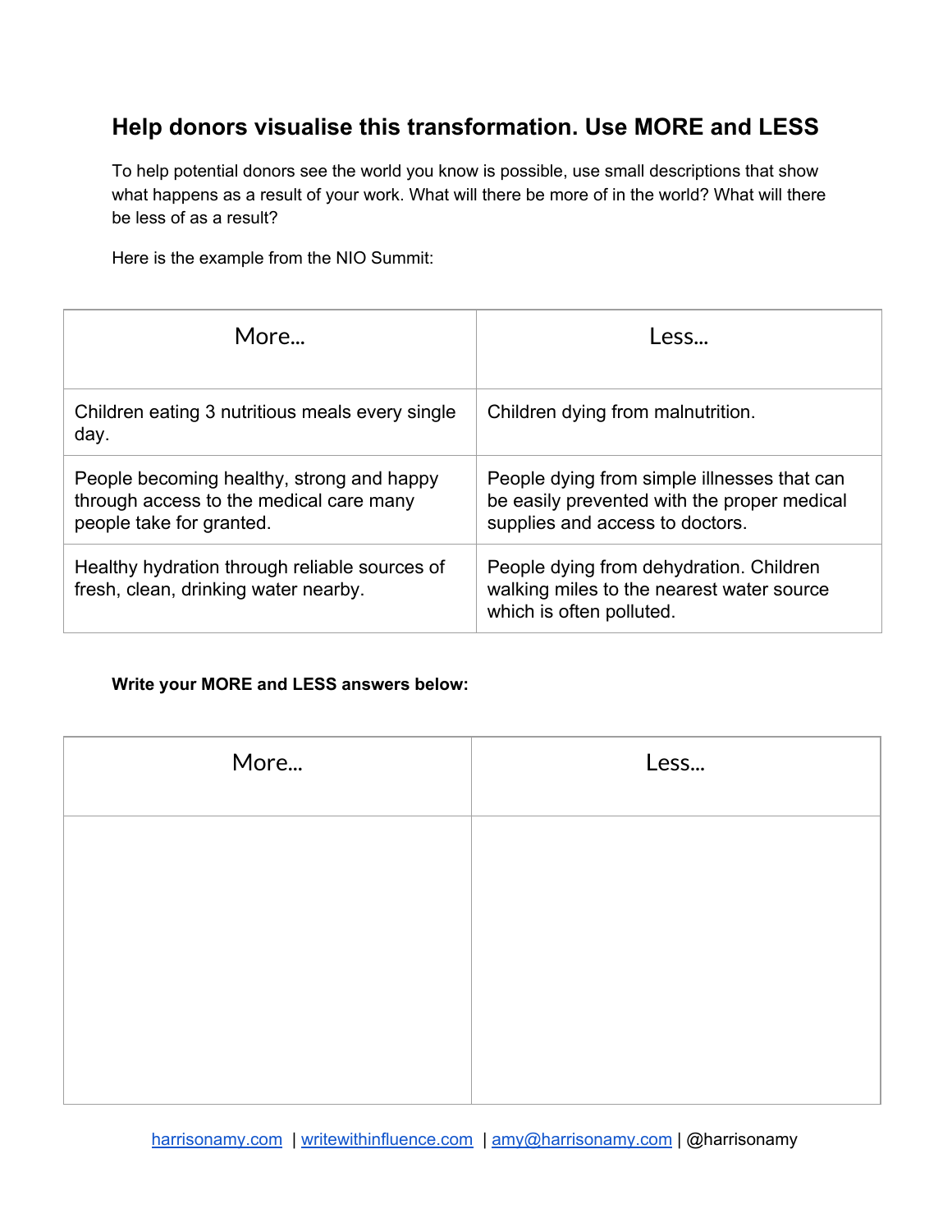## Help donors visualise this transformation. Use MORE and LESS

To help potential donors see the world you know is possible, use small descriptions that show what happens as a result of your work. What will there be more of in the world? What will there be less of as a result?

Here is the example from the NIO Summit:

| More... | Less... |
|---|---|
| Children eating 3 nutritious meals every single day. | Children dying from malnutrition. |
| People becoming healthy, strong and happy through access to the medical care many people take for granted. | People dying from simple illnesses that can be easily prevented with the proper medical supplies and access to doctors. |
| Healthy hydration through reliable sources of fresh, clean, drinking water nearby. | People dying from dehydration. Children walking miles to the nearest water source which is often polluted. |

**Write your MORE and LESS answers below:**

| More... | Less... |
|---|---|
| | |

harrisonamy.com | writewithinfluence.com | amy@harrisonamy.com | @harrisonamy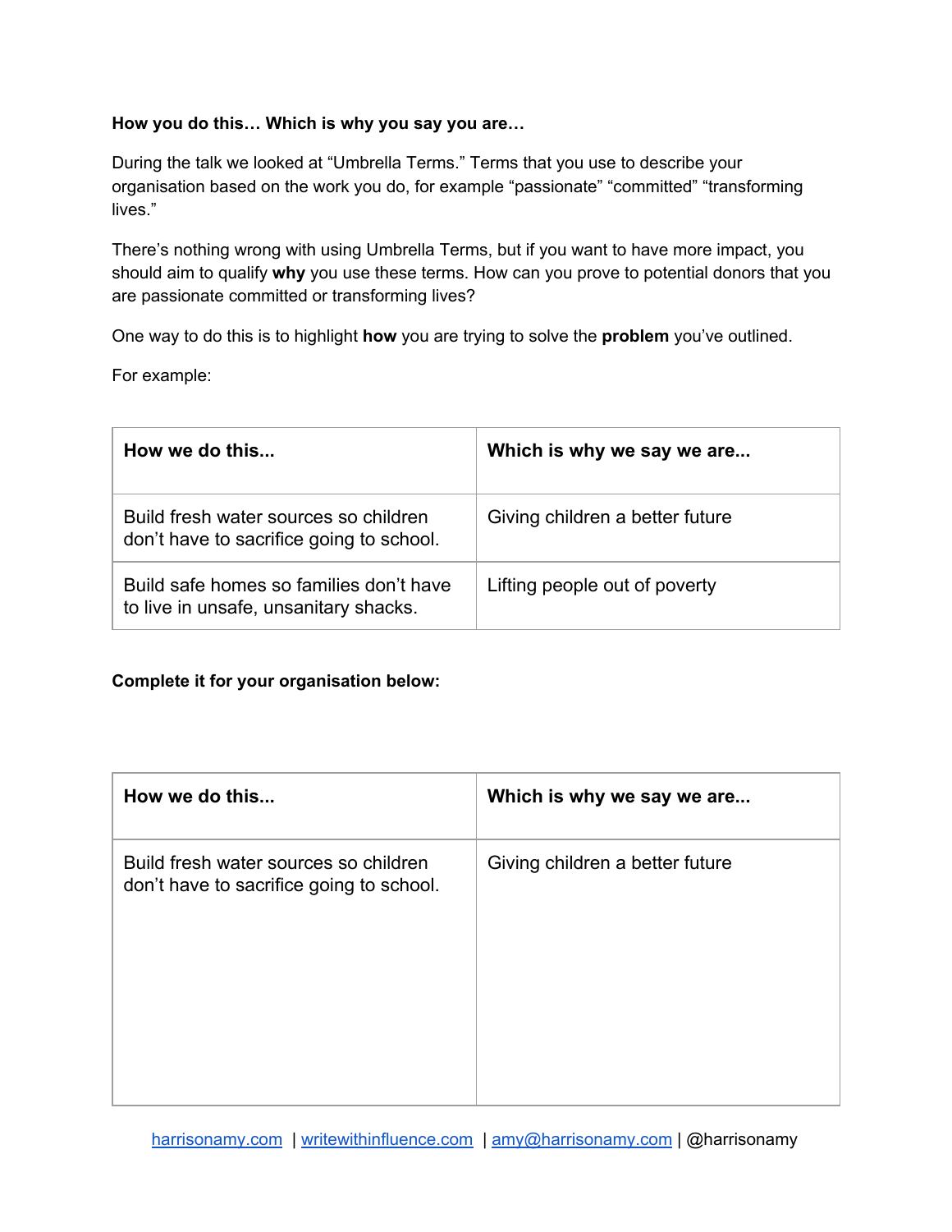**How you do this… Which is why you say you are…**

During the talk we looked at "Umbrella Terms." Terms that you use to describe your organisation based on the work you do, for example "passionate" "committed" "transforming lives."

There's nothing wrong with using Umbrella Terms, but if you want to have more impact, you should aim to qualify **why** you use these terms. How can you prove to potential donors that you are passionate committed or transforming lives?

One way to do this is to highlight **how** you are trying to solve the **problem** you've outlined.

For example:

| How we do this... | Which is why we say we are... |
|---|---|
| Build fresh water sources so children don't have to sacrifice going to school. | Giving children a better future |
| Build safe homes so families don't have to live in unsafe, unsanitary shacks. | Lifting people out of poverty |

**Complete it for your organisation below:**

| How we do this... | Which is why we say we are... |
|---|---|
| Build fresh water sources so children don't have to sacrifice going to school. | Giving children a better future |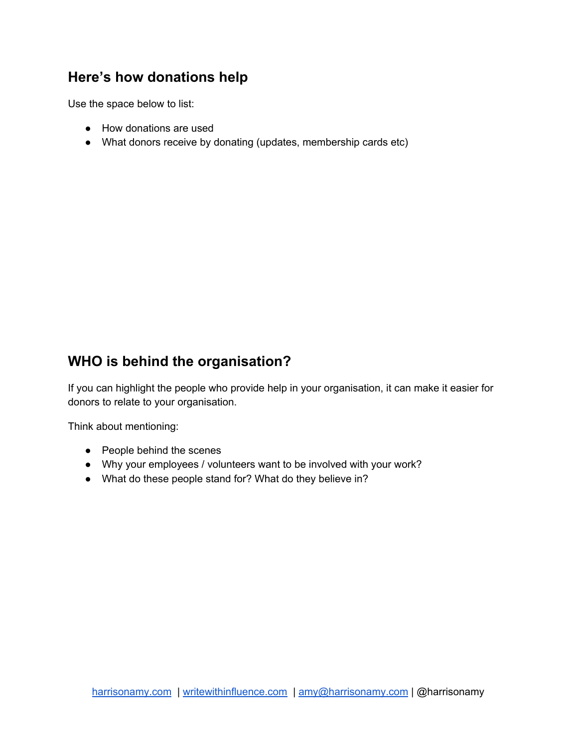## Here's how donations help

Use the space below to list:

- How donations are used
- What donors receive by donating (updates, membership cards etc)

## WHO is behind the organisation?

If you can highlight the people who provide help in your organisation, it can make it easier for donors to relate to your organisation.

Think about mentioning:

- People behind the scenes
- Why your employees / volunteers want to be involved with your work?
- What do these people stand for? What do they believe in?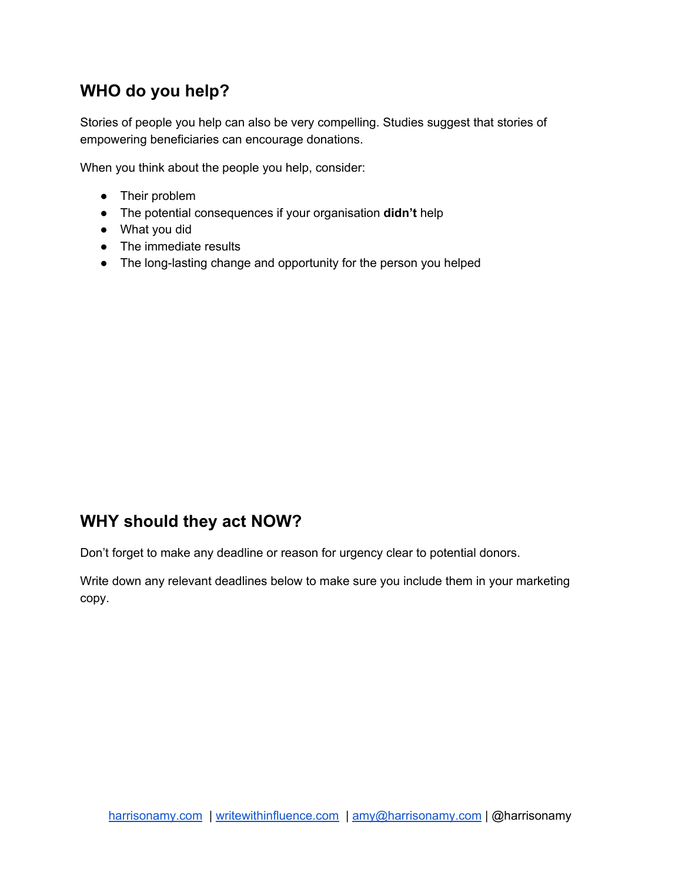## WHO do you help?

Stories of people you help can also be very compelling. Studies suggest that stories of empowering beneficiaries can encourage donations.

When you think about the people you help, consider:

- Their problem
- The potential consequences if your organisation **didn't** help
- What you did
- The immediate results
- The long-lasting change and opportunity for the person you helped

## WHY should they act NOW?

Don't forget to make any deadline or reason for urgency clear to potential donors.

Write down any relevant deadlines below to make sure you include them in your marketing copy.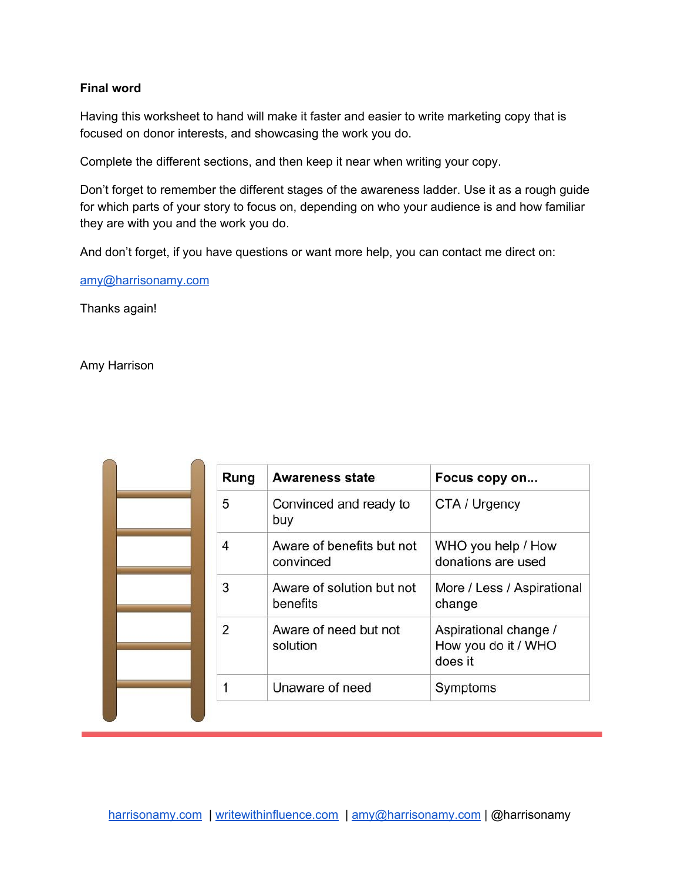**Final word**

Having this worksheet to hand will make it faster and easier to write marketing copy that is focused on donor interests, and showcasing the work you do.

Complete the different sections, and then keep it near when writing your copy.

Don't forget to remember the different stages of the awareness ladder. Use it as a rough guide for which parts of your story to focus on, depending on who your audience is and how familiar they are with you and the work you do.

And don't forget, if you have questions or want more help, you can contact me direct on:

amy@harrisonamy.com

Thanks again!

Amy Harrison

| Rung | Awareness state | Focus copy on... |
|---|---|---|
| 5 | Convinced and ready to buy | CTA / Urgency |
| 4 | Aware of benefits but not convinced | WHO you help / How donations are used |
| 3 | Aware of solution but not benefits | More / Less / Aspirational change |
| 2 | Aware of need but not solution | Aspirational change / How you do it / WHO does it |
| 1 | Unaware of need | Symptoms |

harrisonamy.com | writewithinfluence.com | amy@harrisonamy.com | @harrisonamy